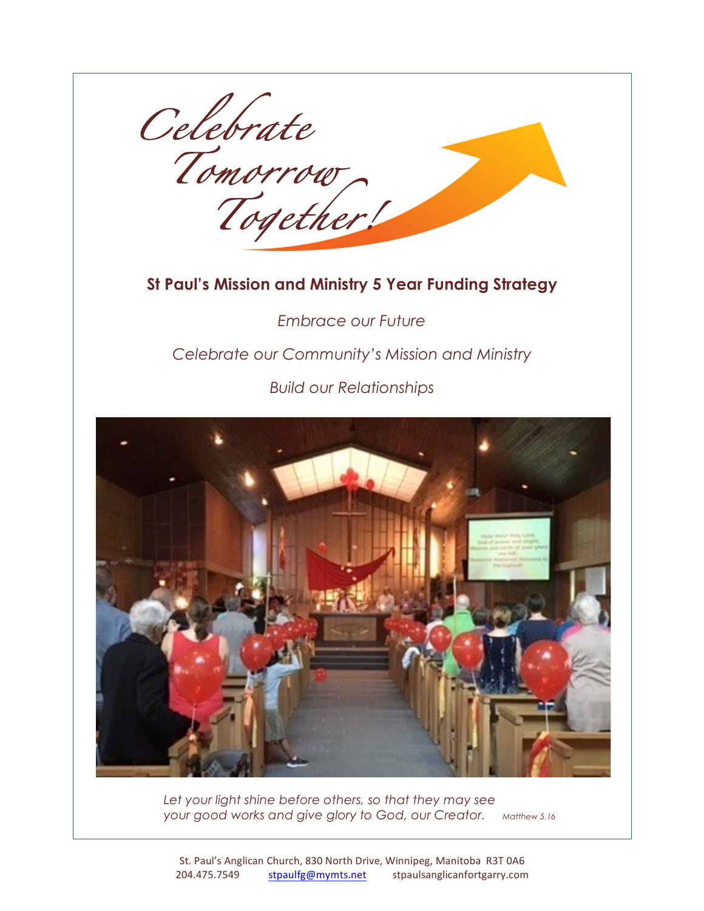# Celebrate Tomorrow Together!

## St Paul's Mission and Ministry 5 Year Funding Strategy

*Embrace our Future*

*Celebrate our Community's Mission and Ministry*

*Build our Relationships*

*Let your light shine before others, so that they may see your good works and give glory to God, our Creator.* *Matthew 5.16*

St. Paul's Anglican Church, 830 North Drive, Winnipeg, Manitoba R3T 0A6
204.475.7549 stpaulfg@mymts.net stpaulsanglicanfortgarry.com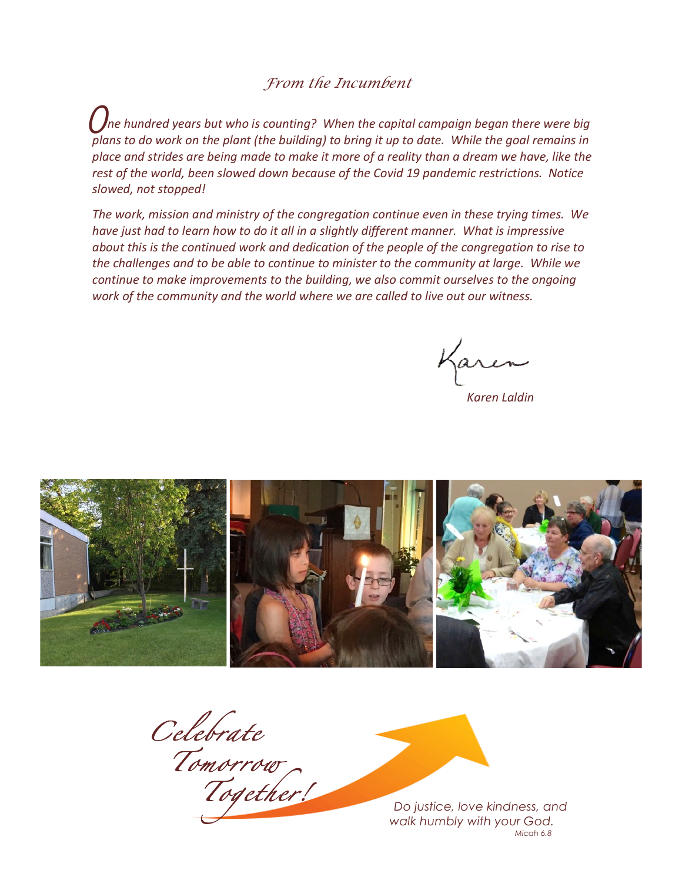## *From the Incumbent*

*One hundred years but who is counting? When the capital campaign began there were big plans to do work on the plant (the building) to bring it up to date. While the goal remains in place and strides are being made to make it more of a reality than a dream we have, like the rest of the world, been slowed down because of the Covid 19 pandemic restrictions. Notice slowed, not stopped!*

*The work, mission and ministry of the congregation continue even in these trying times. We have just had to learn how to do it all in a slightly different manner. What is impressive about this is the continued work and dedication of the people of the congregation to rise to the challenges and to be able to continue to minister to the community at large. While we continue to make improvements to the building, we also commit ourselves to the ongoing work of the community and the world where we are called to live out our witness.*

Karen

*Karen Laldin*

*Celebrate Tomorrow Together!*

Do justice, love kindness, and walk humbly with your God.
*Micah 6.8*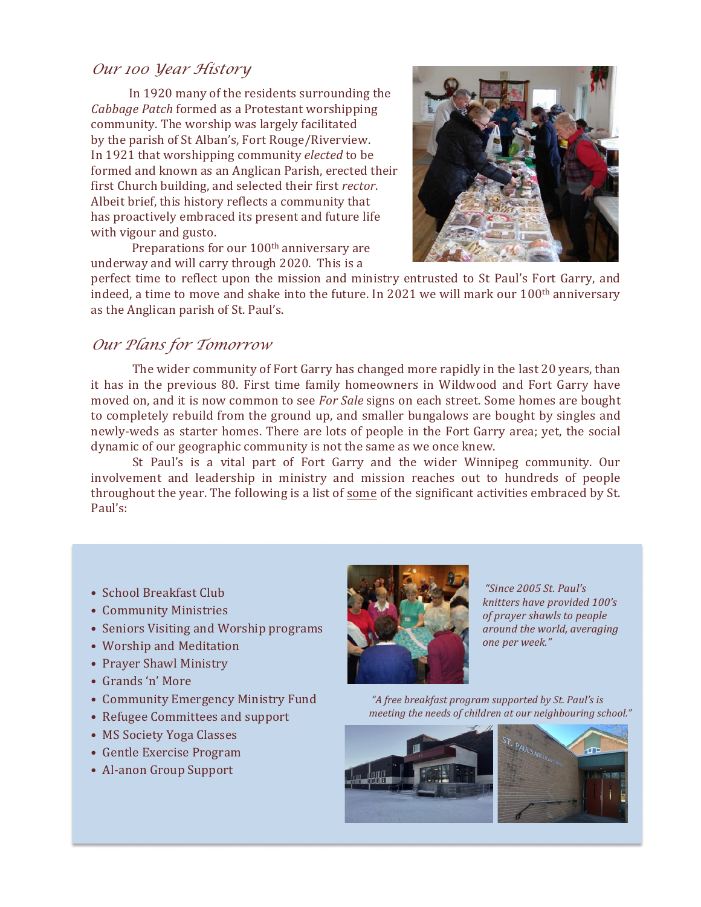## *Our 100 Year History*

In 1920 many of the residents surrounding the *Cabbage Patch* formed as a Protestant worshipping community. The worship was largely facilitated by the parish of St Alban's, Fort Rouge/Riverview. In 1921 that worshipping community *elected* to be formed and known as an Anglican Parish, erected their first Church building, and selected their first *rector*. Albeit brief, this history reflects a community that has proactively embraced its present and future life with vigour and gusto.

Preparations for our 100th anniversary are underway and will carry through 2020. This is a perfect time to reflect upon the mission and ministry entrusted to St Paul's Fort Garry, and indeed, a time to move and shake into the future. In 2021 we will mark our 100th anniversary as the Anglican parish of St. Paul's.

## *Our Plans for Tomorrow*

The wider community of Fort Garry has changed more rapidly in the last 20 years, than it has in the previous 80. First time family homeowners in Wildwood and Fort Garry have moved on, and it is now common to see *For Sale* signs on each street. Some homes are bought to completely rebuild from the ground up, and smaller bungalows are bought by singles and newly-weds as starter homes. There are lots of people in the Fort Garry area; yet, the social dynamic of our geographic community is not the same as we once knew.

St Paul's is a vital part of Fort Garry and the wider Winnipeg community. Our involvement and leadership in ministry and mission reaches out to hundreds of people throughout the year. The following is a list of <u>some</u> of the significant activities embraced by St. Paul's:

- School Breakfast Club
- Community Ministries
- Seniors Visiting and Worship programs
- Worship and Meditation
- Prayer Shawl Ministry
- Grands 'n' More
- Community Emergency Ministry Fund
- Refugee Committees and support
- MS Society Yoga Classes
- Gentle Exercise Program
- Al-anon Group Support

*"Since 2005 St. Paul's knitters have provided 100's of prayer shawls to people around the world, averaging one per week."*

*"A free breakfast program supported by St. Paul's is meeting the needs of children at our neighbouring school."*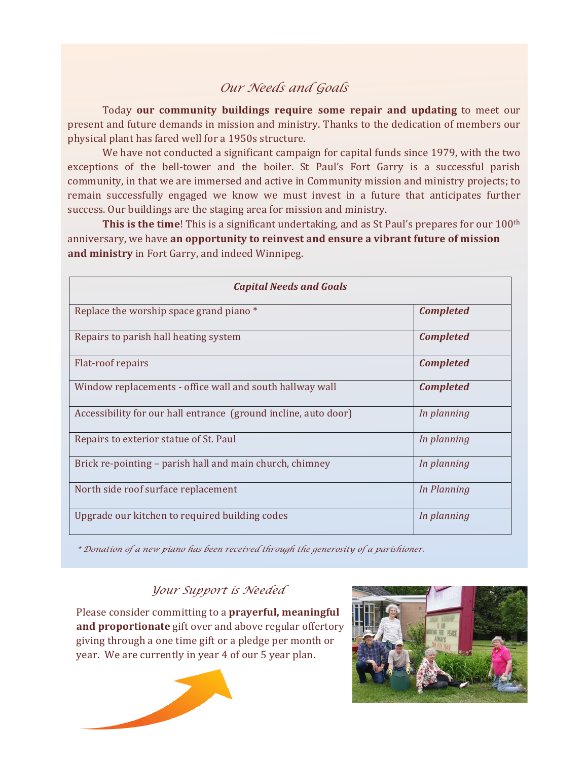## *Our Needs and Goals*

Today **our community buildings require some repair and updating** to meet our present and future demands in mission and ministry. Thanks to the dedication of members our physical plant has fared well for a 1950s structure.

We have not conducted a significant campaign for capital funds since 1979, with the two exceptions of the bell-tower and the boiler. St Paul's Fort Garry is a successful parish community, in that we are immersed and active in Community mission and ministry projects; to remain successfully engaged we know we must invest in a future that anticipates further success. Our buildings are the staging area for mission and ministry.

**This is the time**! This is a significant undertaking, and as St Paul's prepares for our 100th anniversary, we have **an opportunity to reinvest and ensure a vibrant future of mission and ministry** in Fort Garry, and indeed Winnipeg.

| ***Capital Needs and Goals*** | |
|---|---|
| Replace the worship space grand piano * | ***Completed*** |
| Repairs to parish hall heating system | ***Completed*** |
| Flat-roof repairs | ***Completed*** |
| Window replacements - office wall and south hallway wall | ***Completed*** |
| Accessibility for our hall entrance (ground incline, auto door) | *In planning* |
| Repairs to exterior statue of St. Paul | *In planning* |
| Brick re-pointing – parish hall and main church, chimney | *In planning* |
| North side roof surface replacement | *In Planning* |
| Upgrade our kitchen to required building codes | *In planning* |

*\* Donation of a new piano has been received through the generosity of a parishioner.*

## *Your Support is Needed*

Please consider committing to a **prayerful, meaningful and proportionate** gift over and above regular offertory giving through a one time gift or a pledge per month or year. We are currently in year 4 of our 5 year plan.